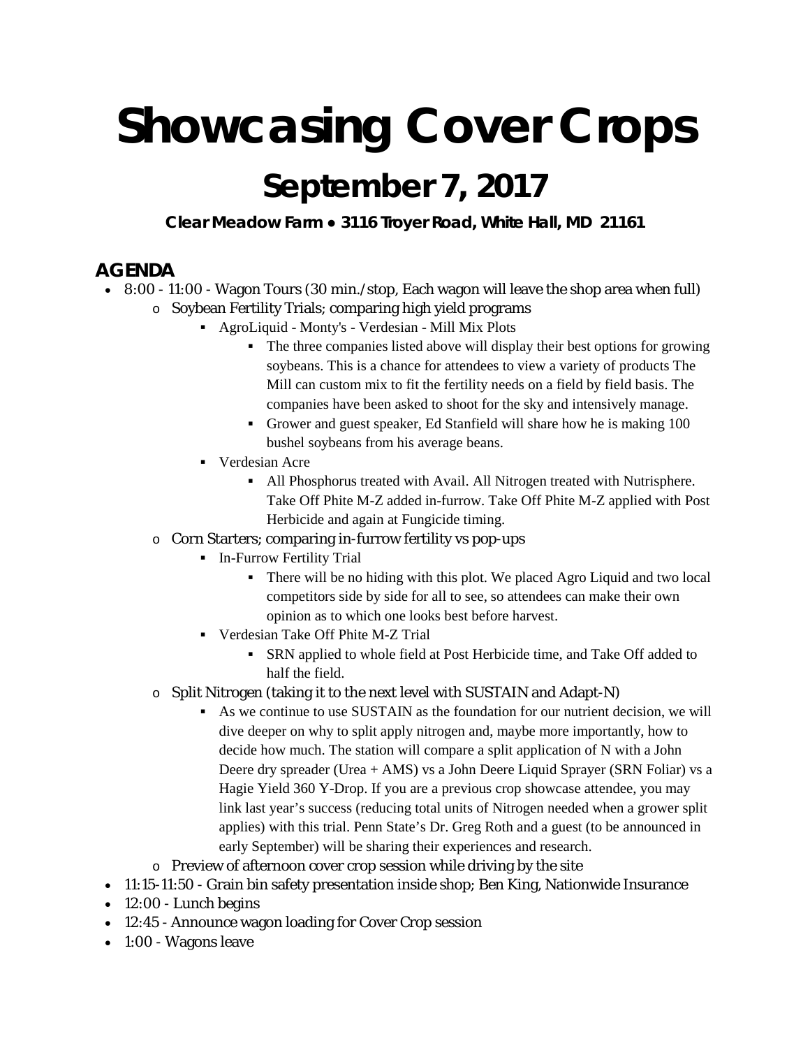# Showcasing Cover Crops

## September 7, 2017

**Clear Meadow Farm • 3116 Troyer Road, White Hall, MD 21161**

## AGENDA

- 8:00 - 11:00 - Wagon Tours (30 min./stop, Each wagon will leave the shop area when full)
  - Soybean Fertility Trials; comparing high yield programs
    - AgroLiquid - Monty's - Verdesian - Mill Mix Plots
      - The three companies listed above will display their best options for growing soybeans. This is a chance for attendees to view a variety of products The Mill can custom mix to fit the fertility needs on a field by field basis. The companies have been asked to shoot for the sky and intensively manage.
      - Grower and guest speaker, Ed Stanfield will share how he is making 100 bushel soybeans from his average beans.
    - Verdesian Acre
      - All Phosphorus treated with Avail. All Nitrogen treated with Nutrisphere. Take Off Phite M-Z added in-furrow. Take Off Phite M-Z applied with Post Herbicide and again at Fungicide timing.
  - Corn Starters; comparing in-furrow fertility vs pop-ups
    - In-Furrow Fertility Trial
      - There will be no hiding with this plot. We placed Agro Liquid and two local competitors side by side for all to see, so attendees can make their own opinion as to which one looks best before harvest.
    - Verdesian Take Off Phite M-Z Trial
      - SRN applied to whole field at Post Herbicide time, and Take Off added to half the field.
  - Split Nitrogen (taking it to the next level with SUSTAIN and Adapt-N)
    - As we continue to use SUSTAIN as the foundation for our nutrient decision, we will dive deeper on why to split apply nitrogen and, maybe more importantly, how to decide how much. The station will compare a split application of N with a John Deere dry spreader (Urea + AMS) vs a John Deere Liquid Sprayer (SRN Foliar) vs a Hagie Yield 360 Y-Drop. If you are a previous crop showcase attendee, you may link last year's success (reducing total units of Nitrogen needed when a grower split applies) with this trial. Penn State's Dr. Greg Roth and a guest (to be announced in early September) will be sharing their experiences and research.
  - Preview of afternoon cover crop session while driving by the site
- 11:15-11:50 - Grain bin safety presentation inside shop; Ben King, Nationwide Insurance
- 12:00 - Lunch begins
- 12:45 - Announce wagon loading for Cover Crop session
- 1:00 - Wagons leave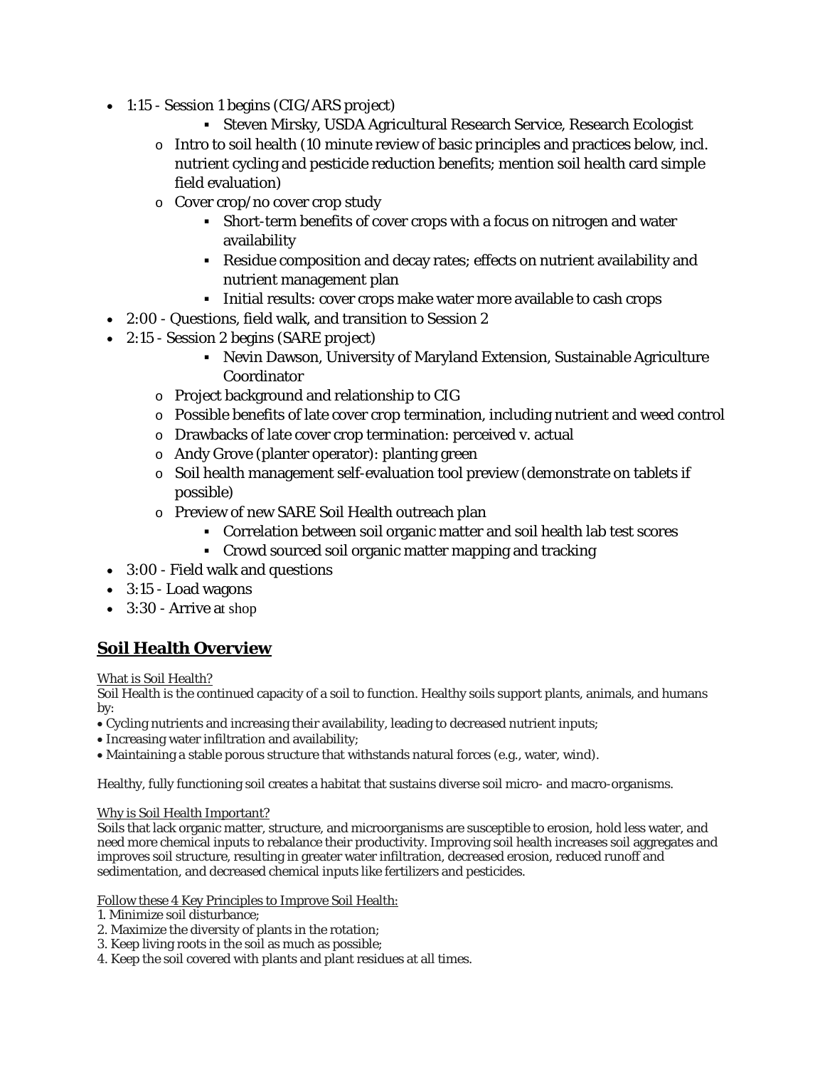- 1:15 - Session 1 begins (CIG/ARS project)
    - Steven Mirsky, USDA Agricultural Research Service, Research Ecologist
  - Intro to soil health (10 minute review of basic principles and practices below, incl. nutrient cycling and pesticide reduction benefits; mention soil health card simple field evaluation)
  - Cover crop/no cover crop study
    - Short-term benefits of cover crops with a focus on nitrogen and water availability
    - Residue composition and decay rates; effects on nutrient availability and nutrient management plan
    - Initial results: cover crops make water more available to cash crops
- 2:00 - Questions, field walk, and transition to Session 2
- 2:15 - Session 2 begins (SARE project)
    - Nevin Dawson, University of Maryland Extension, Sustainable Agriculture Coordinator
  - Project background and relationship to CIG
  - Possible benefits of late cover crop termination, including nutrient and weed control
  - Drawbacks of late cover crop termination: perceived v. actual
  - Andy Grove (planter operator): planting green
  - Soil health management self-evaluation tool preview (demonstrate on tablets if possible)
  - Preview of new SARE Soil Health outreach plan
    - Correlation between soil organic matter and soil health lab test scores
    - Crowd sourced soil organic matter mapping and tracking
- 3:00 - Field walk and questions
- 3:15 - Load wagons
- 3:30 - Arrive at shop

## Soil Health Overview

What is Soil Health?

Soil Health is the continued capacity of a soil to function. Healthy soils support plants, animals, and humans by:

- Cycling nutrients and increasing their availability, leading to decreased nutrient inputs;
- Increasing water infiltration and availability;
- Maintaining a stable porous structure that withstands natural forces (e.g., water, wind).

Healthy, fully functioning soil creates a habitat that sustains diverse soil micro- and macro-organisms.

Why is Soil Health Important?

Soils that lack organic matter, structure, and microorganisms are susceptible to erosion, hold less water, and need more chemical inputs to rebalance their productivity. Improving soil health increases soil aggregates and improves soil structure, resulting in greater water infiltration, decreased erosion, reduced runoff and sedimentation, and decreased chemical inputs like fertilizers and pesticides.

Follow these 4 Key Principles to Improve Soil Health:

1. Minimize soil disturbance;
2. Maximize the diversity of plants in the rotation;
3. Keep living roots in the soil as much as possible;
4. Keep the soil covered with plants and plant residues at all times.